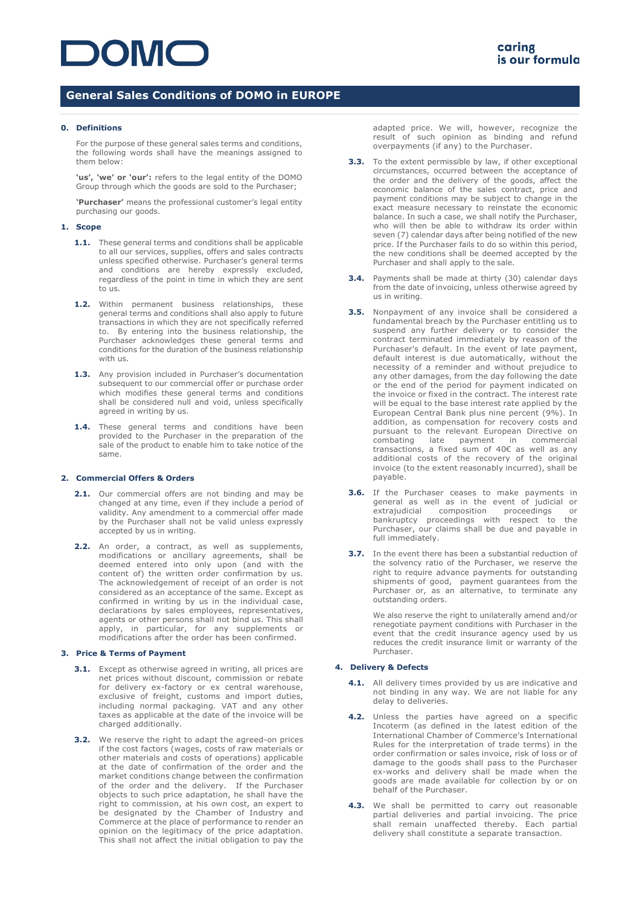# DOMO

caring is our formula

## General Sales Conditions of DOMO in EUROPE

### 0. Definitions

For the purpose of these general sales terms and conditions, the following words shall have the meanings assigned to them below:

**'us', 'we' or 'our':** refers to the legal entity of the DOMO Group through which the goods are sold to the Purchaser;

**'Purchaser'** means the professional customer's legal entity purchasing our goods.

### 1. Scope

**1.1.** These general terms and conditions shall be applicable to all our services, supplies, offers and sales contracts unless specified otherwise. Purchaser's general terms and conditions are hereby expressly excluded, regardless of the point in time in which they are sent to us.

**1.2.** Within permanent business relationships, these general terms and conditions shall also apply to future transactions in which they are not specifically referred to. By entering into the business relationship, the Purchaser acknowledges these general terms and conditions for the duration of the business relationship with us.

**1.3.** Any provision included in Purchaser's documentation subsequent to our commercial offer or purchase order which modifies these general terms and conditions shall be considered null and void, unless specifically agreed in writing by us.

**1.4.** These general terms and conditions have been provided to the Purchaser in the preparation of the sale of the product to enable him to take notice of the same.

### 2. Commercial Offers & Orders

**2.1.** Our commercial offers are not binding and may be changed at any time, even if they include a period of validity. Any amendment to a commercial offer made by the Purchaser shall not be valid unless expressly accepted by us in writing.

**2.2.** An order, a contract, as well as supplements, modifications or ancillary agreements, shall be deemed entered into only upon (and with the content of) the written order confirmation by us. The acknowledgement of receipt of an order is not considered as an acceptance of the same. Except as confirmed in writing by us in the individual case, declarations by sales employees, representatives, agents or other persons shall not bind us. This shall apply, in particular, for any supplements or modifications after the order has been confirmed.

### 3. Price & Terms of Payment

**3.1.** Except as otherwise agreed in writing, all prices are net prices without discount, commission or rebate for delivery ex-factory or ex central warehouse, exclusive of freight, customs and import duties, including normal packaging. VAT and any other taxes as applicable at the date of the invoice will be charged additionally.

**3.2.** We reserve the right to adapt the agreed-on prices if the cost factors (wages, costs of raw materials or other materials and costs of operations) applicable at the date of confirmation of the order and the market conditions change between the confirmation of the order and the delivery. If the Purchaser objects to such price adaptation, he shall have the right to commission, at his own cost, an expert to be designated by the Chamber of Industry and Commerce at the place of performance to render an opinion on the legitimacy of the price adaptation. This shall not affect the initial obligation to pay the adapted price. We will, however, recognize the result of such opinion as binding and refund overpayments (if any) to the Purchaser.

**3.3.** To the extent permissible by law, if other exceptional circumstances, occurred between the acceptance of the order and the delivery of the goods, affect the economic balance of the sales contract, price and payment conditions may be subject to change in the exact measure necessary to reinstate the economic balance. In such a case, we shall notify the Purchaser, who will then be able to withdraw its order within seven (7) calendar days after being notified of the new price. If the Purchaser fails to do so within this period, the new conditions shall be deemed accepted by the Purchaser and shall apply to the sale.

**3.4.** Payments shall be made at thirty (30) calendar days from the date of invoicing, unless otherwise agreed by us in writing.

**3.5.** Nonpayment of any invoice shall be considered a fundamental breach by the Purchaser entitling us to suspend any further delivery or to consider the contract terminated immediately by reason of the Purchaser's default. In the event of late payment, default interest is due automatically, without the necessity of a reminder and without prejudice to any other damages, from the day following the date or the end of the period for payment indicated on the invoice or fixed in the contract. The interest rate will be equal to the base interest rate applied by the European Central Bank plus nine percent (9%). In addition, as compensation for recovery costs and pursuant to the relevant European Directive on combating late payment in commercial transactions, a fixed sum of 40€ as well as any additional costs of the recovery of the original invoice (to the extent reasonably incurred), shall be payable.

**3.6.** If the Purchaser ceases to make payments in general as well as in the event of judicial or extrajudicial composition proceedings or bankruptcy proceedings with respect to the Purchaser, our claims shall be due and payable in full immediately.

**3.7.** In the event there has been a substantial reduction of the solvency ratio of the Purchaser, we reserve the right to require advance payments for outstanding shipments of good, payment guarantees from the Purchaser or, as an alternative, to terminate any outstanding orders.

We also reserve the right to unilaterally amend and/or renegotiate payment conditions with Purchaser in the event that the credit insurance agency used by us reduces the credit insurance limit or warranty of the Purchaser.

### 4. Delivery & Defects

**4.1.** All delivery times provided by us are indicative and not binding in any way. We are not liable for any delay to deliveries.

**4.2.** Unless the parties have agreed on a specific Incoterm (as defined in the latest edition of the International Chamber of Commerce's International Rules for the interpretation of trade terms) in the order confirmation or sales invoice, risk of loss or of damage to the goods shall pass to the Purchaser ex-works and delivery shall be made when the goods are made available for collection by or on behalf of the Purchaser.

**4.3.** We shall be permitted to carry out reasonable partial deliveries and partial invoicing. The price shall remain unaffected thereby. Each partial delivery shall constitute a separate transaction.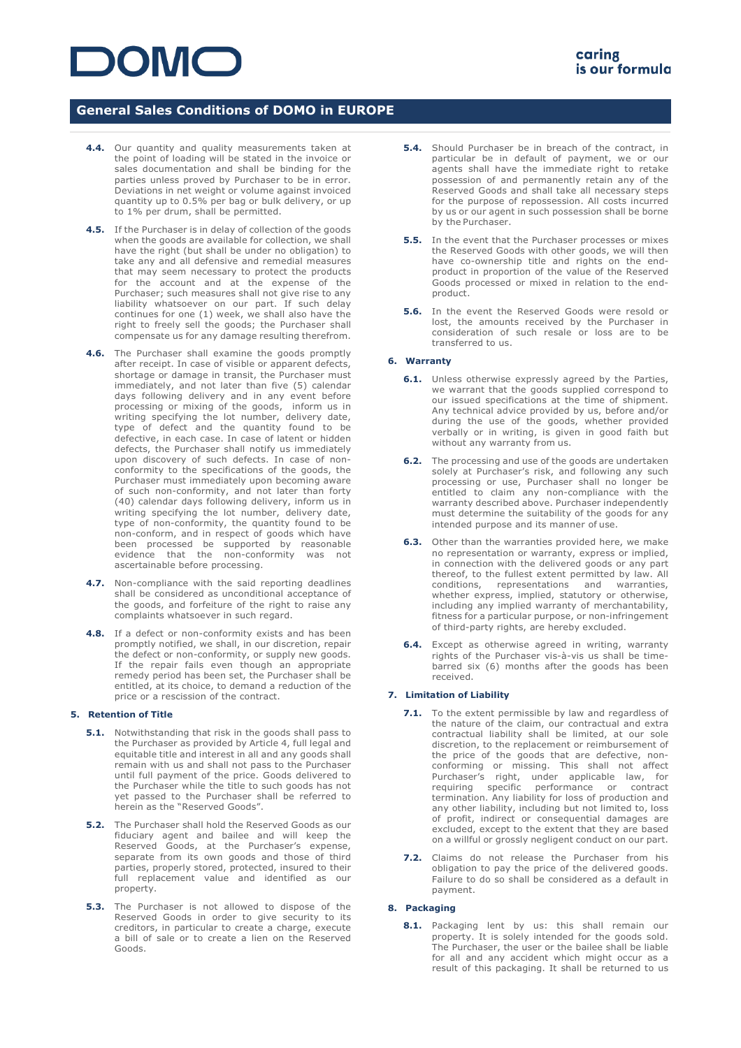- **4.4.** Our quantity and quality measurements taken at the point of loading will be stated in the invoice or sales documentation and shall be binding for the parties unless proved by Purchaser to be in error. Deviations in net weight or volume against invoiced quantity up to 0.5% per bag or bulk delivery, or up to 1% per drum, shall be permitted.

- **4.5.** If the Purchaser is in delay of collection of the goods when the goods are available for collection, we shall have the right (but shall be under no obligation) to take any and all defensive and remedial measures that may seem necessary to protect the products for the account and at the expense of the Purchaser; such measures shall not give rise to any liability whatsoever on our part. If such delay continues for one (1) week, we shall also have the right to freely sell the goods; the Purchaser shall compensate us for any damage resulting therefrom.

- **4.6.** The Purchaser shall examine the goods promptly after receipt. In case of visible or apparent defects, shortage or damage in transit, the Purchaser must immediately, and not later than five (5) calendar days following delivery and in any event before processing or mixing of the goods, inform us in writing specifying the lot number, delivery date, type of defect and the quantity found to be defective, in each case. In case of latent or hidden defects, the Purchaser shall notify us immediately upon discovery of such defects. In case of non-conformity to the specifications of the goods, the Purchaser must immediately upon becoming aware of such non-conformity, and not later than forty (40) calendar days following delivery, inform us in writing specifying the lot number, delivery date, type of non-conformity, the quantity found to be non-conform, and in respect of goods which have been processed be supported by reasonable evidence that the non-conformity was not ascertainable before processing.

- **4.7.** Non-compliance with the said reporting deadlines shall be considered as unconditional acceptance of the goods, and forfeiture of the right to raise any complaints whatsoever in such regard.

- **4.8.** If a defect or non-conformity exists and has been promptly notified, we shall, in our discretion, repair the defect or non-conformity, or supply new goods. If the repair fails even though an appropriate remedy period has been set, the Purchaser shall be entitled, at its choice, to demand a reduction of the price or a rescission of the contract.

## 5. Retention of Title

- **5.1.** Notwithstanding that risk in the goods shall pass to the Purchaser as provided by Article 4, full legal and equitable title and interest in all and any goods shall remain with us and shall not pass to the Purchaser until full payment of the price. Goods delivered to the Purchaser while the title to such goods has not yet passed to the Purchaser shall be referred to herein as the "Reserved Goods".

- **5.2.** The Purchaser shall hold the Reserved Goods as our fiduciary agent and bailee and will keep the Reserved Goods, at the Purchaser's expense, separate from its own goods and those of third parties, properly stored, protected, insured to their full replacement value and identified as our property.

- **5.3.** The Purchaser is not allowed to dispose of the Reserved Goods in order to give security to its creditors, in particular to create a charge, execute a bill of sale or to create a lien on the Reserved Goods.

- **5.4.** Should Purchaser be in breach of the contract, in particular be in default of payment, we or our agents shall have the immediate right to retake possession of and permanently retain any of the Reserved Goods and shall take all necessary steps for the purpose of repossession. All costs incurred by us or our agent in such possession shall be borne by the Purchaser.

- **5.5.** In the event that the Purchaser processes or mixes the Reserved Goods with other goods, we will then have co-ownership title and rights on the end-product in proportion of the value of the Reserved Goods processed or mixed in relation to the end-product.

- **5.6.** In the event the Reserved Goods were resold or lost, the amounts received by the Purchaser in consideration of such resale or loss are to be transferred to us.

## 6. Warranty

- **6.1.** Unless otherwise expressly agreed by the Parties, we warrant that the goods supplied correspond to our issued specifications at the time of shipment. Any technical advice provided by us, before and/or during the use of the goods, whether provided verbally or in writing, is given in good faith but without any warranty from us.

- **6.2.** The processing and use of the goods are undertaken solely at Purchaser's risk, and following any such processing or use, Purchaser shall no longer be entitled to claim any non-compliance with the warranty described above. Purchaser independently must determine the suitability of the goods for any intended purpose and its manner of use.

- **6.3.** Other than the warranties provided here, we make no representation or warranty, express or implied, in connection with the delivered goods or any part thereof, to the fullest extent permitted by law. All conditions, representations and warranties, whether express, implied, statutory or otherwise, including any implied warranty of merchantability, fitness for a particular purpose, or non-infringement of third-party rights, are hereby excluded.

- **6.4.** Except as otherwise agreed in writing, warranty rights of the Purchaser vis-à-vis us shall be time-barred six (6) months after the goods has been received.

## 7. Limitation of Liability

- **7.1.** To the extent permissible by law and regardless of the nature of the claim, our contractual and extra contractual liability shall be limited, at our sole discretion, to the replacement or reimbursement of the price of the goods that are defective, non-conforming or missing. This shall not affect Purchaser's right, under applicable law, for requiring specific performance or contract termination. Any liability for loss of production and any other liability, including but not limited to, loss of profit, indirect or consequential damages are excluded, except to the extent that they are based on a willful or grossly negligent conduct on our part.

- **7.2.** Claims do not release the Purchaser from his obligation to pay the price of the delivered goods. Failure to do so shall be considered as a default in payment.

## 8. Packaging

- **8.1.** Packaging lent by us: this shall remain our property. It is solely intended for the goods sold. The Purchaser, the user or the bailee shall be liable for all and any accident which might occur as a result of this packaging. It shall be returned to us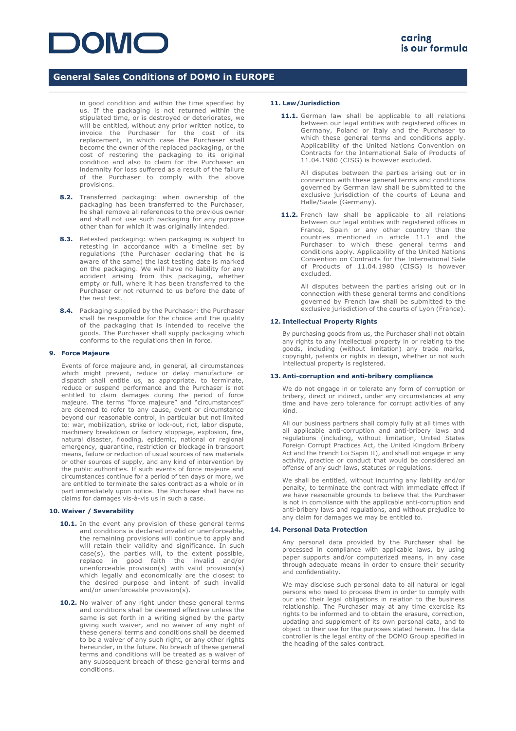in good condition and within the time specified by us. If the packaging is not returned within the stipulated time, or is destroyed or deteriorates, we will be entitled, without any prior written notice, to invoice the Purchaser for the cost of its replacement, in which case the Purchaser shall become the owner of the replaced packaging, or the cost of restoring the packaging to its original condition and also to claim for the Purchaser an indemnity for loss suffered as a result of the failure of the Purchaser to comply with the above provisions.

**8.2.** Transferred packaging: when ownership of the packaging has been transferred to the Purchaser, he shall remove all references to the previous owner and shall not use such packaging for any purpose other than for which it was originally intended.

**8.3.** Retested packaging: when packaging is subject to retesting in accordance with a timeline set by regulations (the Purchaser declaring that he is aware of the same) the last testing date is marked on the packaging. We will have no liability for any accident arising from this packaging, whether empty or full, where it has been transferred to the Purchaser or not returned to us before the date of the next test.

**8.4.** Packaging supplied by the Purchaser: the Purchaser shall be responsible for the choice and the quality of the packaging that is intended to receive the goods. The Purchaser shall supply packaging which conforms to the regulations then in force.

## 9. Force Majeure

Events of force majeure and, in general, all circumstances which might prevent, reduce or delay manufacture or dispatch shall entitle us, as appropriate, to terminate, reduce or suspend performance and the Purchaser is not entitled to claim damages during the period of force majeure. The terms "force majeure" and "circumstances" are deemed to refer to any cause, event or circumstance beyond our reasonable control, in particular but not limited to: war, mobilization, strike or lock-out, riot, labor dispute, machinery breakdown or factory stoppage, explosion, fire, natural disaster, flooding, epidemic, national or regional emergency, quarantine, restriction or blockage in transport means, failure or reduction of usual sources of raw materials or other sources of supply, and any kind of intervention by the public authorities. If such events of force majeure and circumstances continue for a period of ten days or more, we are entitled to terminate the sales contract as a whole or in part immediately upon notice. The Purchaser shall have no claims for damages vis-à-vis us in such a case.

## 10. Waiver / Severability

**10.1.** In the event any provision of these general terms and conditions is declared invalid or unenforceable, the remaining provisions will continue to apply and will retain their validity and significance. In such case(s), the parties will, to the extent possible, replace in good faith the invalid and/or unenforceable provision(s) with valid provision(s) which legally and economically are the closest to the desired purpose and intent of such invalid and/or unenforceable provision(s).

**10.2.** No waiver of any right under these general terms and conditions shall be deemed effective unless the same is set forth in a writing signed by the party giving such waiver, and no waiver of any right of these general terms and conditions shall be deemed to be a waiver of any such right, or any other rights hereunder, in the future. No breach of these general terms and conditions will be treated as a waiver of any subsequent breach of these general terms and conditions.

## 11. Law/Jurisdiction

**11.1.** German law shall be applicable to all relations between our legal entities with registered offices in Germany, Poland or Italy and the Purchaser to which these general terms and conditions apply. Applicability of the United Nations Convention on Contracts for the International Sale of Products of 11.04.1980 (CISG) is however excluded.

All disputes between the parties arising out or in connection with these general terms and conditions governed by German law shall be submitted to the exclusive jurisdiction of the courts of Leuna and Halle/Saale (Germany).

**11.2.** French law shall be applicable to all relations between our legal entities with registered offices in France, Spain or any other country than the countries mentioned in article 11.1 and the Purchaser to which these general terms and conditions apply. Applicability of the United Nations Convention on Contracts for the International Sale of Products of 11.04.1980 (CISG) is however excluded.

All disputes between the parties arising out or in connection with these general terms and conditions governed by French law shall be submitted to the exclusive jurisdiction of the courts of Lyon (France).

## 12. Intellectual Property Rights

By purchasing goods from us, the Purchaser shall not obtain any rights to any intellectual property in or relating to the goods, including (without limitation) any trade marks, copyright, patents or rights in design, whether or not such intellectual property is registered.

## 13. Anti-corruption and anti-bribery compliance

We do not engage in or tolerate any form of corruption or bribery, direct or indirect, under any circumstances at any time and have zero tolerance for corrupt activities of any kind.

All our business partners shall comply fully at all times with all applicable anti-corruption and anti-bribery laws and regulations (including, without limitation, United States Foreign Corrupt Practices Act, the United Kingdom Bribery Act and the French Loi Sapin II), and shall not engage in any activity, practice or conduct that would be considered an offense of any such laws, statutes or regulations.

We shall be entitled, without incurring any liability and/or penalty, to terminate the contract with immediate effect if we have reasonable grounds to believe that the Purchaser is not in compliance with the applicable anti-corruption and anti-bribery laws and regulations, and without prejudice to any claim for damages we may be entitled to.

## 14. Personal Data Protection

Any personal data provided by the Purchaser shall be processed in compliance with applicable laws, by using paper supports and/or computerized means, in any case through adequate means in order to ensure their security and confidentiality.

We may disclose such personal data to all natural or legal persons who need to process them in order to comply with our and their legal obligations in relation to the business relationship. The Purchaser may at any time exercise its rights to be informed and to obtain the erasure, correction, updating and supplement of its own personal data, and to object to their use for the purposes stated herein. The data controller is the legal entity of the DOMO Group specified in the heading of the sales contract.